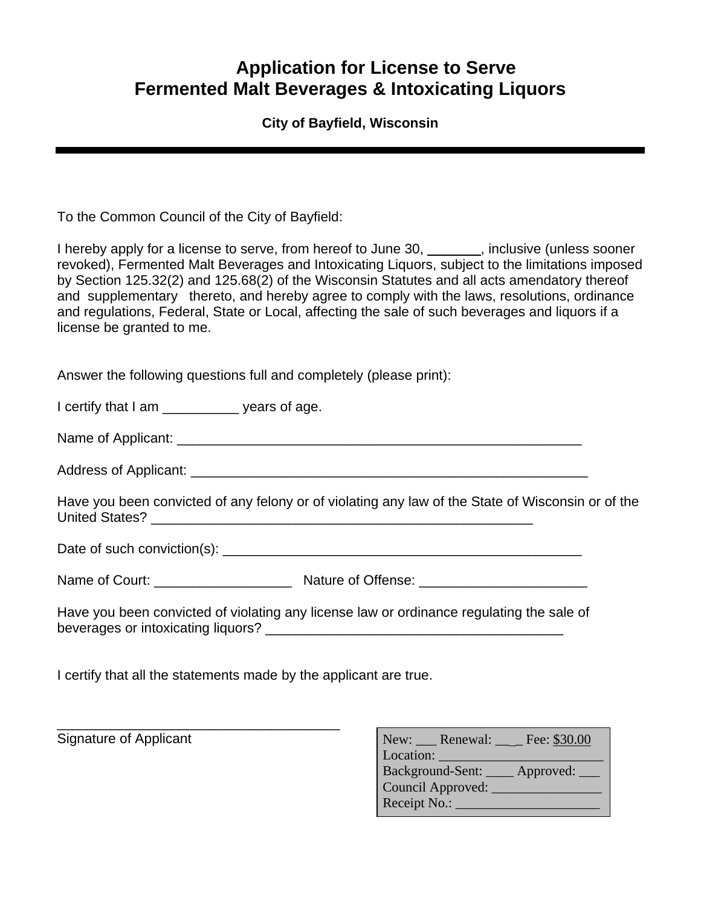# Application for License to Serve Fermented Malt Beverages & Intoxicating Liquors

### City of Bayfield, Wisconsin

---

To the Common Council of the City of Bayfield:

I hereby apply for a license to serve, from hereof to June 30, _______, inclusive (unless sooner revoked), Fermented Malt Beverages and Intoxicating Liquors, subject to the limitations imposed by Section 125.32(2) and 125.68(2) of the Wisconsin Statutes and all acts amendatory thereof and supplementary thereto, and hereby agree to comply with the laws, resolutions, ordinance and regulations, Federal, State or Local, affecting the sale of such beverages and liquors if a license be granted to me.

Answer the following questions full and completely (please print):

I certify that I am __________ years of age.

Name of Applicant: _______________________________________________________

Address of Applicant: _____________________________________________________

Have you been convicted of any felony or of violating any law of the State of Wisconsin or of the United States? ____________________________________________________

Date of such conviction(s): _________________________________________________

Name of Court: __________________ Nature of Offense: ______________________

Have you been convicted of violating any license law or ordinance regulating the sale of beverages or intoxicating liquors? ________________________________________

I certify that all the statements made by the applicant are true.

______________________________________
Signature of Applicant

New: ___ Renewal: ___ Fee: $30.00
Location: ________________________
Background-Sent: ____ Approved: ___
Council Approved: ________________
Receipt No.: _____________________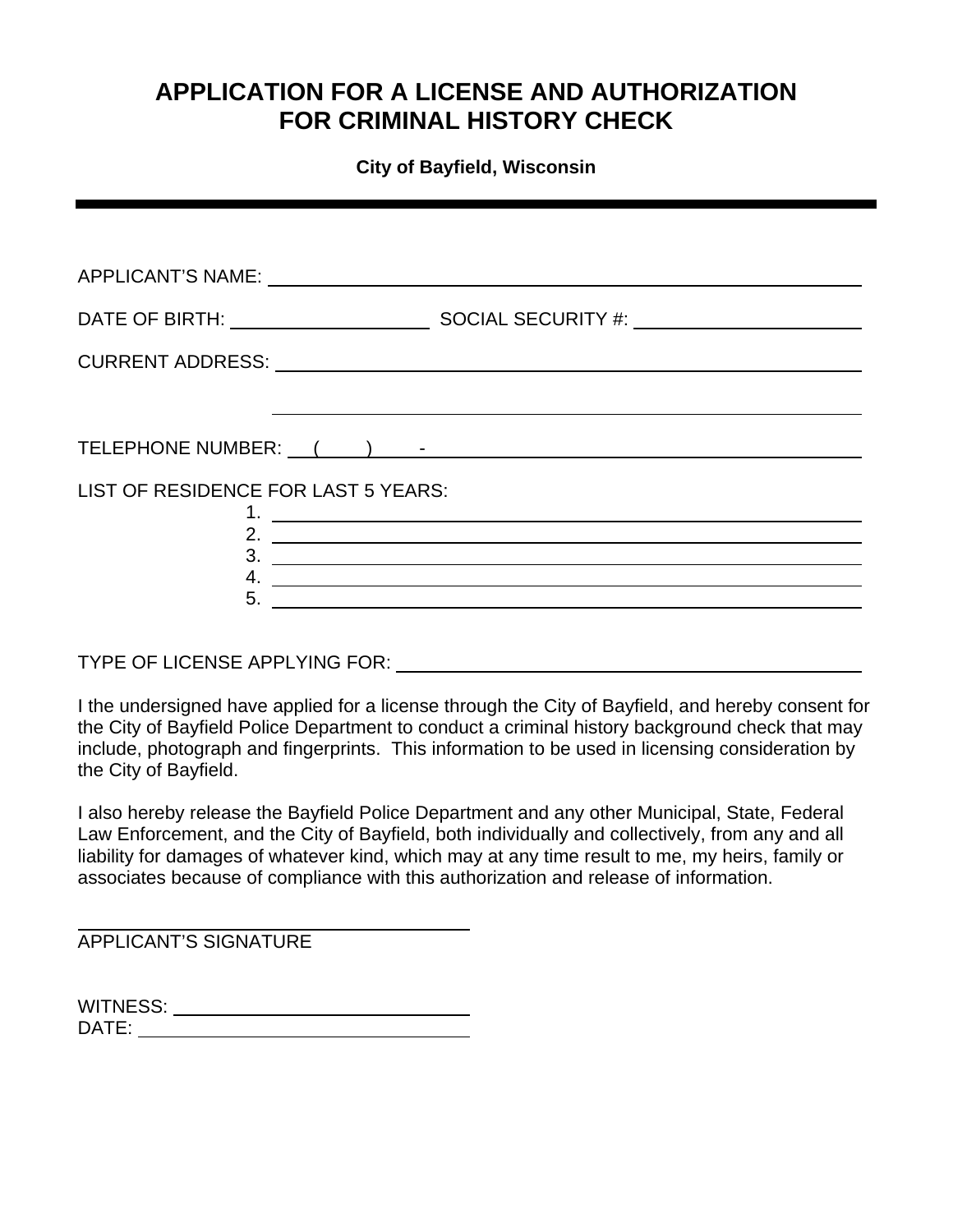# APPLICATION FOR A LICENSE AND AUTHORIZATION FOR CRIMINAL HISTORY CHECK

**City of Bayfield, Wisconsin**

---

APPLICANT'S NAME: ______________________________________________

DATE OF BIRTH: ____________________ SOCIAL SECURITY #: ______________________

CURRENT ADDRESS: ______________________________________________

______________________________________________

TELEPHONE NUMBER: ( ) - ______________________________________________

LIST OF RESIDENCE FOR LAST 5 YEARS:

1. ______________________________________________
2. ______________________________________________
3. ______________________________________________
4. ______________________________________________
5. ______________________________________________

TYPE OF LICENSE APPLYING FOR: ______________________________________________

I the undersigned have applied for a license through the City of Bayfield, and hereby consent for the City of Bayfield Police Department to conduct a criminal history background check that may include, photograph and fingerprints. This information to be used in licensing consideration by the City of Bayfield.

I also hereby release the Bayfield Police Department and any other Municipal, State, Federal Law Enforcement, and the City of Bayfield, both individually and collectively, from any and all liability for damages of whatever kind, which may at any time result to me, my heirs, family or associates because of compliance with this authorization and release of information.

______________________________
APPLICANT'S SIGNATURE

WITNESS: ______________________________
DATE: ______________________________